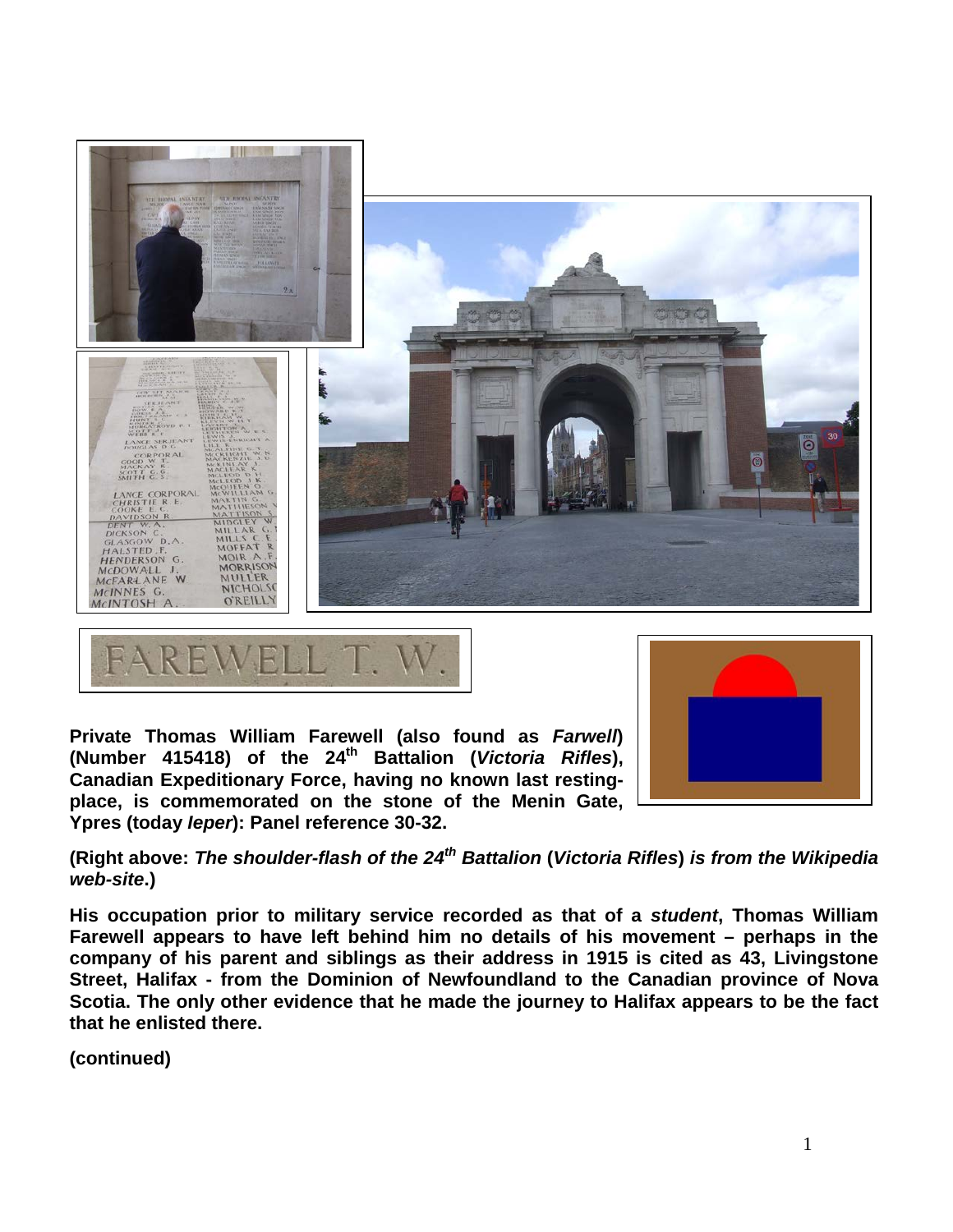**Private Thomas William Farewell (also found as *Farwell*) (Number 415418) of the 24th Battalion (*Victoria Rifles*), Canadian Expeditionary Force, having no known last resting-place, is commemorated on the stone of the Menin Gate, Ypres (today *Ieper*): Panel reference 30-32.**

**(Right above: *The shoulder-flash of the 24th Battalion* (*Victoria Rifles*) *is from the Wikipedia web-site*.)**

**His occupation prior to military service recorded as that of a *student*, Thomas William Farewell appears to have left behind him no details of his movement – perhaps in the company of his parent and siblings as their address in 1915 is cited as 43, Livingstone Street, Halifax - from the Dominion of Newfoundland to the Canadian province of Nova Scotia. The only other evidence that he made the journey to Halifax appears to be the fact that he enlisted there.**

**(continued)**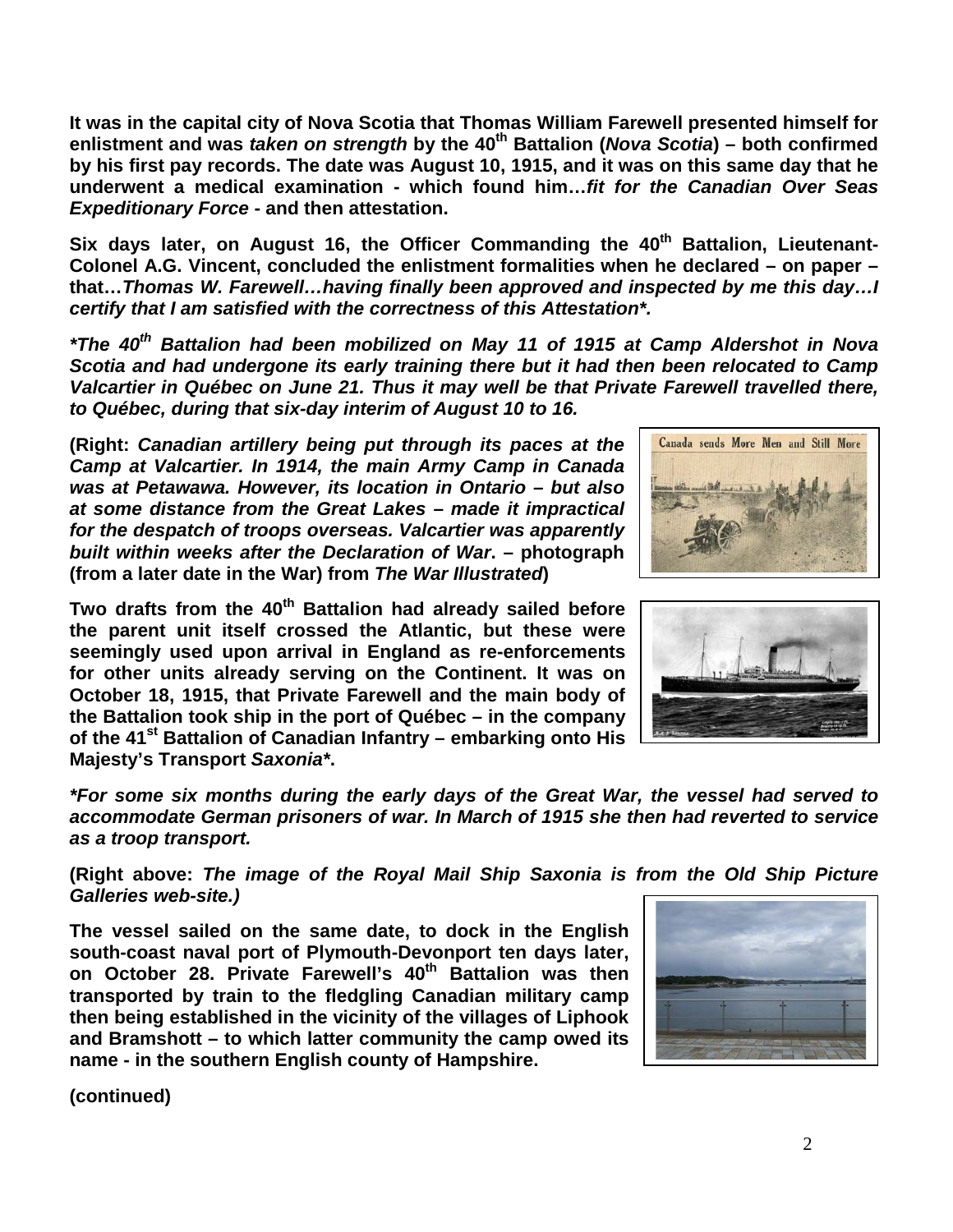**It was in the capital city of Nova Scotia that Thomas William Farewell presented himself for enlistment and was *taken on strength* by the 40th Battalion (*Nova Scotia*) – both confirmed by his first pay records. The date was August 10, 1915, and it was on this same day that he underwent a medical examination - which found him…*fit for the Canadian Over Seas Expeditionary Force* - and then attestation.**

**Six days later, on August 16, the Officer Commanding the 40th Battalion, Lieutenant-Colonel A.G. Vincent, concluded the enlistment formalities when he declared – on paper – that…*Thomas W. Farewell…having finally been approved and inspected by me this day…I certify that I am satisfied with the correctness of this Attestation*\*.**

***\*The 40th Battalion had been mobilized on May 11 of 1915 at Camp Aldershot in Nova Scotia and had undergone its early training there but it had then been relocated to Camp Valcartier in Québec on June 21. Thus it may well be that Private Farewell travelled there, to Québec, during that six-day interim of August 10 to 16.***

**(Right: *Canadian artillery being put through its paces at the Camp at Valcartier. In 1914, the main Army Camp in Canada was at Petawawa. However, its location in Ontario – but also at some distance from the Great Lakes – made it impractical for the despatch of troops overseas. Valcartier was apparently built within weeks after the Declaration of War*. – photograph (from a later date in the War) from *The War Illustrated*)**

**Two drafts from the 40th Battalion had already sailed before the parent unit itself crossed the Atlantic, but these were seemingly used upon arrival in England as re-enforcements for other units already serving on the Continent. It was on October 18, 1915, that Private Farewell and the main body of the Battalion took ship in the port of Québec – in the company of the 41st Battalion of Canadian Infantry – embarking onto His Majesty's Transport *Saxonia*\*.**

***\*For some six months during the early days of the Great War, the vessel had served to accommodate German prisoners of war. In March of 1915 she then had reverted to service as a troop transport.***

**(Right above: *The image of the Royal Mail Ship Saxonia is from the Old Ship Picture Galleries web-site.)***

**The vessel sailed on the same date, to dock in the English south-coast naval port of Plymouth-Devonport ten days later, on October 28. Private Farewell's 40th Battalion was then transported by train to the fledgling Canadian military camp then being established in the vicinity of the villages of Liphook and Bramshott – to which latter community the camp owed its name - in the southern English county of Hampshire.**

**(continued)**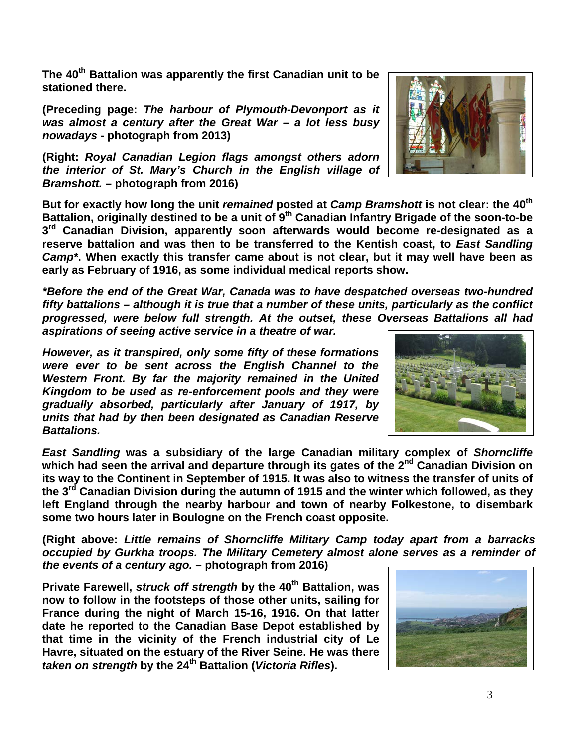**The 40th Battalion was apparently the first Canadian unit to be stationed there.**

**(Preceding page: *The harbour of Plymouth-Devonport as it was almost a century after the Great War – a lot less busy nowadays* - photograph from 2013)**

**(Right: *Royal Canadian Legion flags amongst others adorn the interior of St. Mary's Church in the English village of Bramshott.* – photograph from 2016)**

**But for exactly how long the unit *remained* posted at *Camp Bramshott* is not clear: the 40th Battalion, originally destined to be a unit of 9th Canadian Infantry Brigade of the soon-to-be 3rd Canadian Division, apparently soon afterwards would become re-designated as a reserve battalion and was then to be transferred to the Kentish coast, to *East Sandling Camp*\*. When exactly this transfer came about is not clear, but it may well have been as early as February of 1916, as some individual medical reports show.**

***\*Before the end of the Great War, Canada was to have despatched overseas two-hundred fifty battalions – although it is true that a number of these units, particularly as the conflict progressed, were below full strength. At the outset, these Overseas Battalions all had aspirations of seeing active service in a theatre of war.***

***However, as it transpired, only some fifty of these formations were ever to be sent across the English Channel to the Western Front. By far the majority remained in the United Kingdom to be used as re-enforcement pools and they were gradually absorbed, particularly after January of 1917, by units that had by then been designated as Canadian Reserve Battalions.***

***East Sandling* was a subsidiary of the large Canadian military complex of *Shorncliffe* which had seen the arrival and departure through its gates of the 2nd Canadian Division on its way to the Continent in September of 1915. It was also to witness the transfer of units of the 3rd Canadian Division during the autumn of 1915 and the winter which followed, as they left England through the nearby harbour and town of nearby Folkestone, to disembark some two hours later in Boulogne on the French coast opposite.**

**(Right above: *Little remains of Shorncliffe Military Camp today apart from a barracks occupied by Gurkha troops. The Military Cemetery almost alone serves as a reminder of the events of a century ago.* – photograph from 2016)**

**Private Farewell, *struck off strength* by the 40th Battalion, was now to follow in the footsteps of those other units, sailing for France during the night of March 15-16, 1916. On that latter date he reported to the Canadian Base Depot established by that time in the vicinity of the French industrial city of Le Havre, situated on the estuary of the River Seine. He was there *taken on strength* by the 24th Battalion (*Victoria Rifles*).**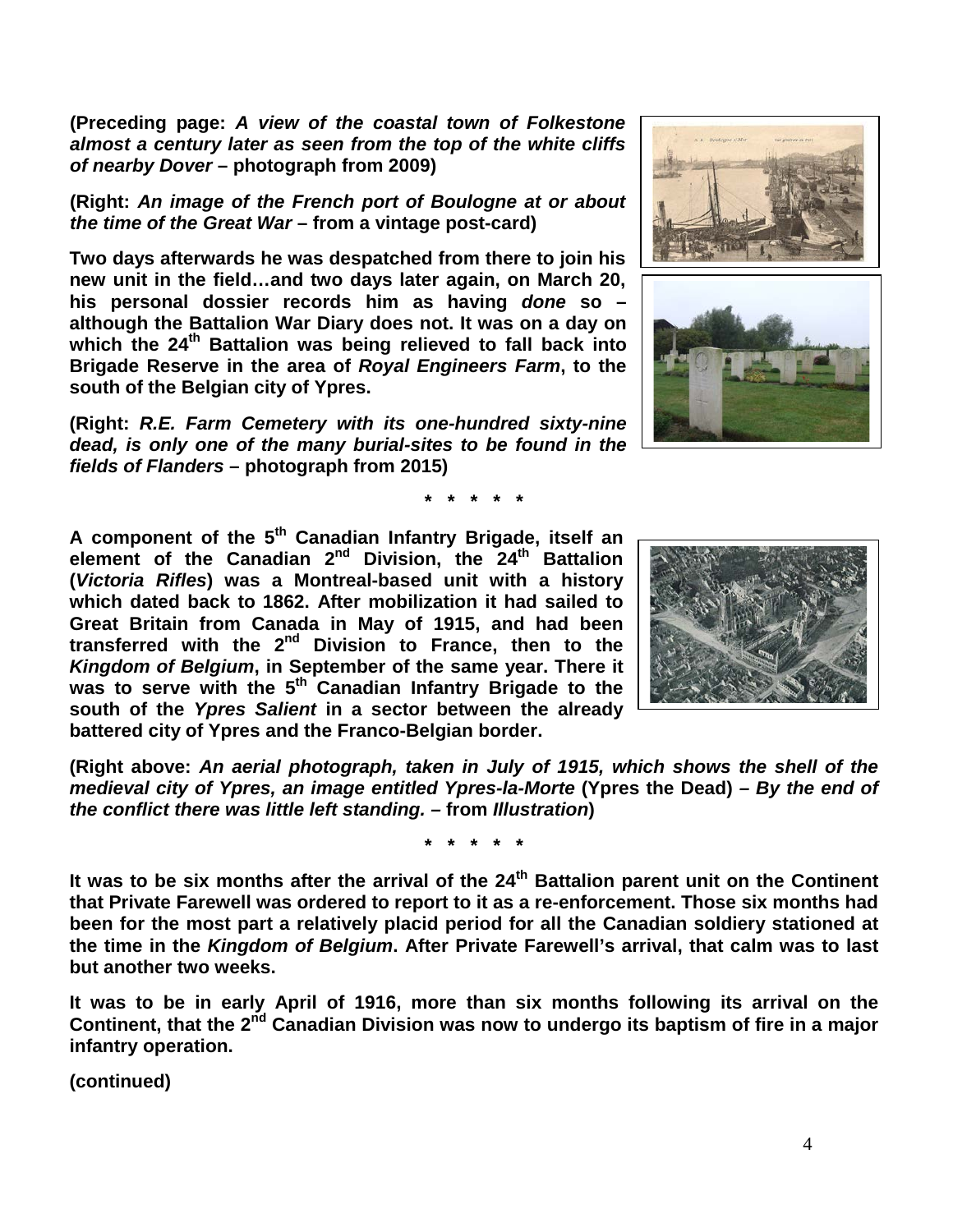**(Preceding page:** ***A view of the coastal town of Folkestone almost a century later as seen from the top of the white cliffs of nearby Dover*** **– photograph from 2009)**

**(Right:** ***An image of the French port of Boulogne at or about the time of the Great War*** **– from a vintage post-card)**

**Two days afterwards he was despatched from there to join his new unit in the field…and two days later again, on March 20, his personal dossier records him as having *done* so – although the Battalion War Diary does not. It was on a day on which the 24th Battalion was being relieved to fall back into Brigade Reserve in the area of *Royal Engineers Farm*, to the south of the Belgian city of Ypres.**

**(Right:** ***R.E. Farm Cemetery with its one-hundred sixty-nine dead, is only one of the many burial-sites to be found in the fields of Flanders*** **– photograph from 2015)**

**\* \* \* \* \***

**A component of the 5th Canadian Infantry Brigade, itself an element of the Canadian 2nd Division, the 24th Battalion (*Victoria Rifles*) was a Montreal-based unit with a history which dated back to 1862. After mobilization it had sailed to Great Britain from Canada in May of 1915, and had been transferred with the 2nd Division to France, then to the *Kingdom of Belgium*, in September of the same year. There it was to serve with the 5th Canadian Infantry Brigade to the south of the *Ypres Salient* in a sector between the already battered city of Ypres and the Franco-Belgian border.**

**(Right above:** ***An aerial photograph, taken in July of 1915, which shows the shell of the medieval city of Ypres, an image entitled Ypres-la-Morte*** **(Ypres the Dead) –** ***By the end of the conflict there was little left standing.*** **– from *Illustration*)**

**\* \* \* \* \***

**It was to be six months after the arrival of the 24th Battalion parent unit on the Continent that Private Farewell was ordered to report to it as a re-enforcement. Those six months had been for the most part a relatively placid period for all the Canadian soldiery stationed at the time in the *Kingdom of Belgium*. After Private Farewell's arrival, that calm was to last but another two weeks.**

**It was to be in early April of 1916, more than six months following its arrival on the Continent, that the 2nd Canadian Division was now to undergo its baptism of fire in a major infantry operation.**

**(continued)**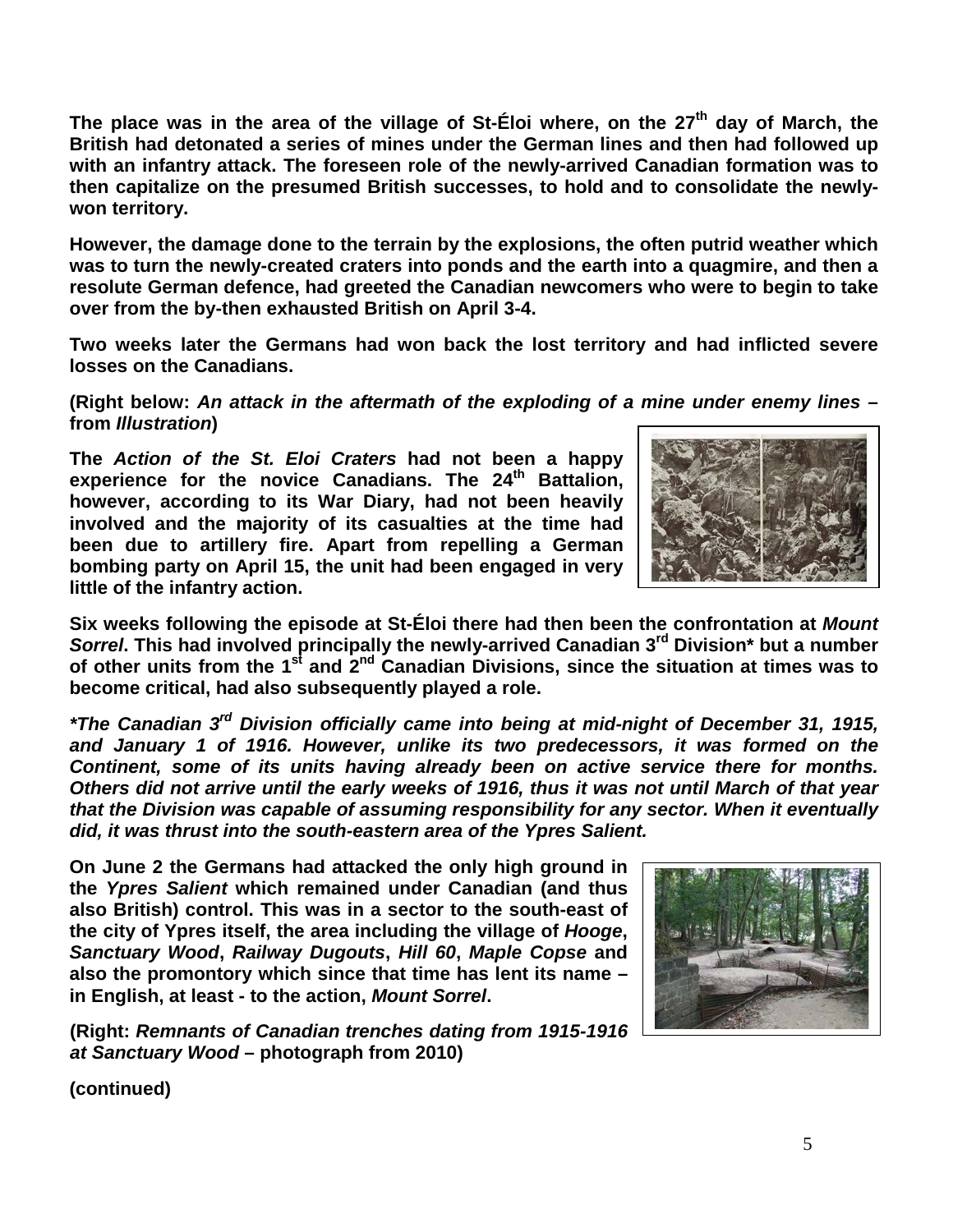**The place was in the area of the village of St-Éloi where, on the 27th day of March, the British had detonated a series of mines under the German lines and then had followed up with an infantry attack. The foreseen role of the newly-arrived Canadian formation was to then capitalize on the presumed British successes, to hold and to consolidate the newly-won territory.**

**However, the damage done to the terrain by the explosions, the often putrid weather which was to turn the newly-created craters into ponds and the earth into a quagmire, and then a resolute German defence, had greeted the Canadian newcomers who were to begin to take over from the by-then exhausted British on April 3-4.**

**Two weeks later the Germans had won back the lost territory and had inflicted severe losses on the Canadians.**

**(Right below: *An attack in the aftermath of the exploding of a mine under enemy lines* – from *Illustration*)**

**The *Action of the St. Eloi Craters* had not been a happy experience for the novice Canadians. The 24th Battalion, however, according to its War Diary, had not been heavily involved and the majority of its casualties at the time had been due to artillery fire. Apart from repelling a German bombing party on April 15, the unit had been engaged in very little of the infantry action.**

**Six weeks following the episode at St-Éloi there had then been the confrontation at *Mount Sorrel*. This had involved principally the newly-arrived Canadian 3rd Division* but a number of other units from the 1st and 2nd Canadian Divisions, since the situation at times was to become critical, had also subsequently played a role.**

***\*The Canadian 3rd Division officially came into being at mid-night of December 31, 1915, and January 1 of 1916. However, unlike its two predecessors, it was formed on the Continent, some of its units having already been on active service there for months. Others did not arrive until the early weeks of 1916, thus it was not until March of that year that the Division was capable of assuming responsibility for any sector. When it eventually did, it was thrust into the south-eastern area of the Ypres Salient.***

**On June 2 the Germans had attacked the only high ground in the *Ypres Salient* which remained under Canadian (and thus also British) control. This was in a sector to the south-east of the city of Ypres itself, the area including the village of *Hooge*, *Sanctuary Wood*, *Railway Dugouts*, *Hill 60*, *Maple Copse* and also the promontory which since that time has lent its name – in English, at least - to the action, *Mount Sorrel*.**

**(Right: *Remnants of Canadian trenches dating from 1915-1916 at Sanctuary Wood* – photograph from 2010)**

**(continued)**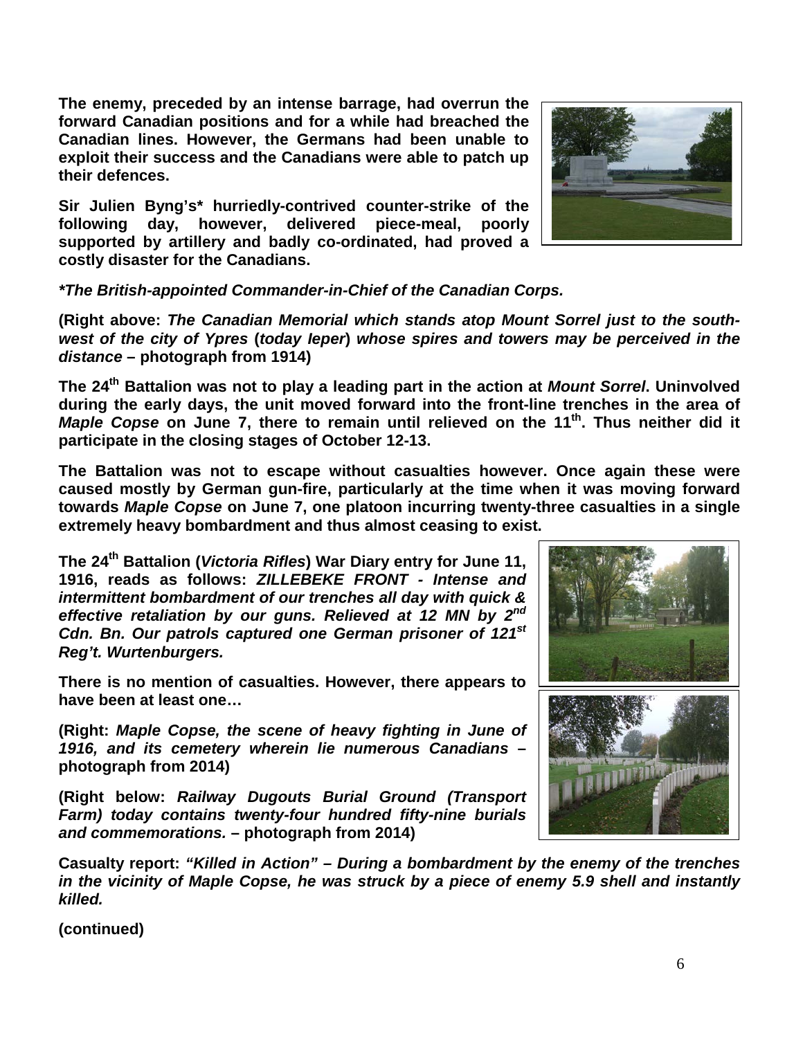**The enemy, preceded by an intense barrage, had overrun the forward Canadian positions and for a while had breached the Canadian lines. However, the Germans had been unable to exploit their success and the Canadians were able to patch up their defences.**

**Sir Julien Byng's* hurriedly-contrived counter-strike of the following day, however, delivered piece-meal, poorly supported by artillery and badly co-ordinated, had proved a costly disaster for the Canadians.**

***The British-appointed Commander-in-Chief of the Canadian Corps.***

**(Right above: *The Canadian Memorial which stands atop Mount Sorrel just to the south-west of the city of Ypres* (*today Ieper*) *whose spires and towers may be perceived in the distance* – photograph from 1914)**

**The 24th Battalion was not to play a leading part in the action at *Mount Sorrel*. Uninvolved during the early days, the unit moved forward into the front-line trenches in the area of *Maple Copse* on June 7, there to remain until relieved on the 11th. Thus neither did it participate in the closing stages of October 12-13.**

**The Battalion was not to escape without casualties however. Once again these were caused mostly by German gun-fire, particularly at the time when it was moving forward towards *Maple Copse* on June 7, one platoon incurring twenty-three casualties in a single extremely heavy bombardment and thus almost ceasing to exist.**

**The 24th Battalion (*Victoria Rifles*) War Diary entry for June 11, 1916, reads as follows: *ZILLEBEKE FRONT - Intense and intermittent bombardment of our trenches all day with quick & effective retaliation by our guns. Relieved at 12 MN by 2nd Cdn. Bn. Our patrols captured one German prisoner of 121st Reg't. Wurtenburgers.***

**There is no mention of casualties. However, there appears to have been at least one…**

**(Right: *Maple Copse, the scene of heavy fighting in June of 1916, and its cemetery wherein lie numerous Canadians* – photograph from 2014)**

**(Right below: *Railway Dugouts Burial Ground (Transport Farm) today contains twenty-four hundred fifty-nine burials and commemorations.* – photograph from 2014)**

**Casualty report: *"Killed in Action" – During a bombardment by the enemy of the trenches in the vicinity of Maple Copse, he was struck by a piece of enemy 5.9 shell and instantly killed.***

**(continued)**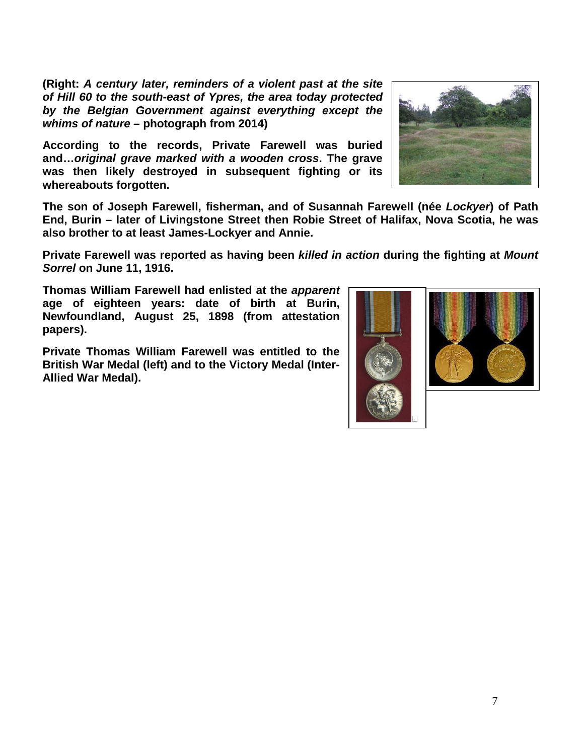**(Right:** ***A century later, reminders of a violent past at the site of Hill 60 to the south-east of Ypres, the area today protected by the Belgian Government against everything except the whims of nature*** **– photograph from 2014)**

**According to the records, Private Farewell was buried and…*original grave marked with a wooden cross*. The grave was then likely destroyed in subsequent fighting or its whereabouts forgotten.**

**The son of Joseph Farewell, fisherman, and of Susannah Farewell (née *Lockyer*) of Path End, Burin – later of Livingstone Street then Robie Street of Halifax, Nova Scotia, he was also brother to at least James-Lockyer and Annie.**

**Private Farewell was reported as having been *killed in action* during the fighting at *Mount Sorrel* on June 11, 1916.**

**Thomas William Farewell had enlisted at the *apparent* age of eighteen years: date of birth at Burin, Newfoundland, August 25, 1898 (from attestation papers).**

**Private Thomas William Farewell was entitled to the British War Medal (left) and to the Victory Medal (Inter-Allied War Medal).**